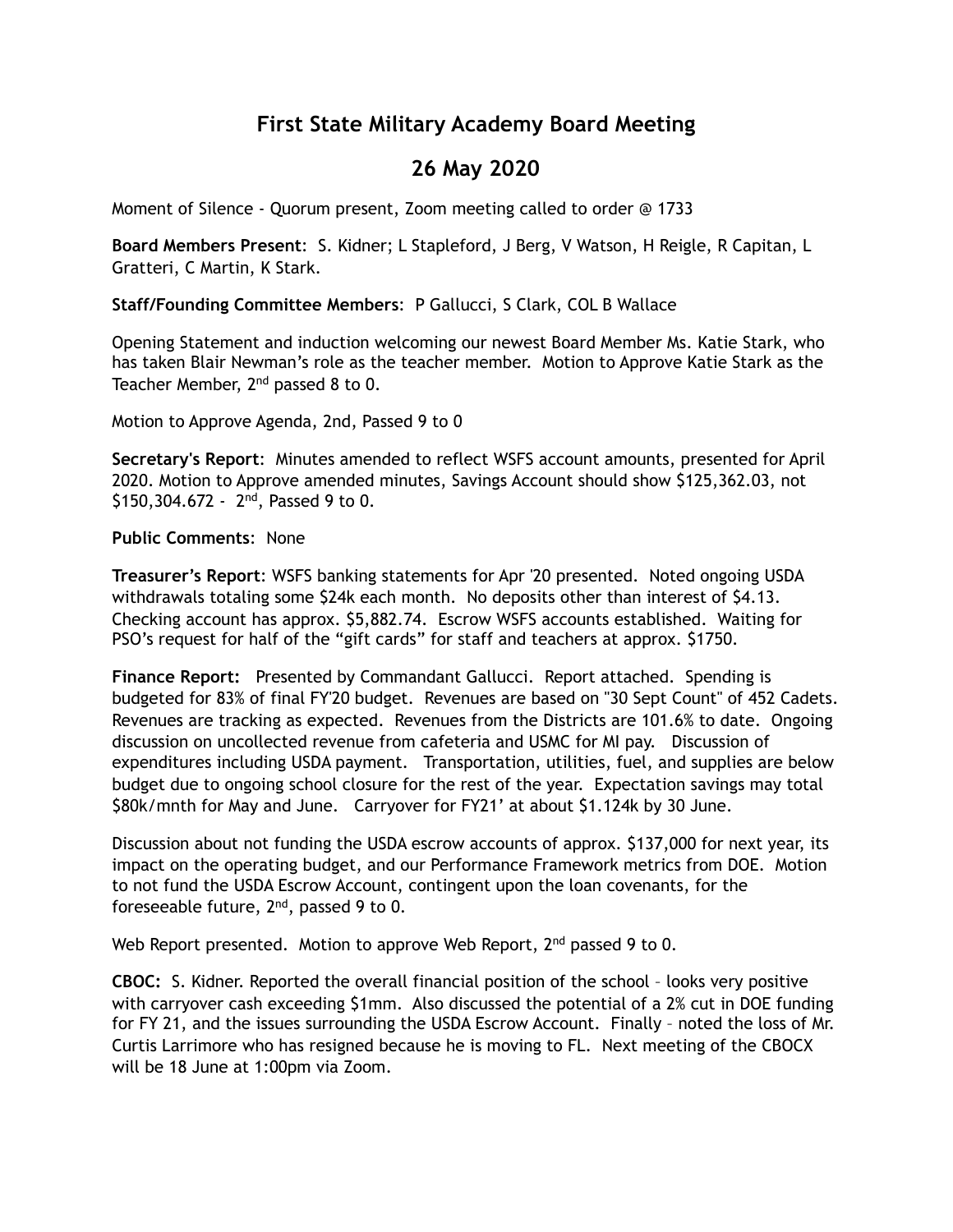# First State Military Academy Board Meeting

## 26 May 2020

Moment of Silence - Quorum present, Zoom meeting called to order @ 1733

**Board Members Present**: S. Kidner; L Stapleford, J Berg, V Watson, H Reigle, R Capitan, L Gratteri, C Martin, K Stark.

**Staff/Founding Committee Members**: P Gallucci, S Clark, COL B Wallace

Opening Statement and induction welcoming our newest Board Member Ms. Katie Stark, who has taken Blair Newman's role as the teacher member. Motion to Approve Katie Stark as the Teacher Member, 2nd passed 8 to 0.

Motion to Approve Agenda, 2nd, Passed 9 to 0

**Secretary's Report**: Minutes amended to reflect WSFS account amounts, presented for April 2020. Motion to Approve amended minutes, Savings Account should show $125,362.03, not $150,304.672 - 2nd, Passed 9 to 0.

**Public Comments**: None

**Treasurer's Report**: WSFS banking statements for Apr '20 presented. Noted ongoing USDA withdrawals totaling some $24k each month. No deposits other than interest of $4.13. Checking account has approx. $5,882.74. Escrow WSFS accounts established. Waiting for PSO's request for half of the "gift cards" for staff and teachers at approx. $1750.

**Finance Report:** Presented by Commandant Gallucci. Report attached. Spending is budgeted for 83% of final FY'20 budget. Revenues are based on "30 Sept Count" of 452 Cadets. Revenues are tracking as expected. Revenues from the Districts are 101.6% to date. Ongoing discussion on uncollected revenue from cafeteria and USMC for MI pay. Discussion of expenditures including USDA payment. Transportation, utilities, fuel, and supplies are below budget due to ongoing school closure for the rest of the year. Expectation savings may total $80k/mnth for May and June. Carryover for FY21' at about $1.124k by 30 June.

Discussion about not funding the USDA escrow accounts of approx. $137,000 for next year, its impact on the operating budget, and our Performance Framework metrics from DOE. Motion to not fund the USDA Escrow Account, contingent upon the loan covenants, for the foreseeable future, 2nd, passed 9 to 0.

Web Report presented. Motion to approve Web Report, 2nd passed 9 to 0.

**CBOC:** S. Kidner. Reported the overall financial position of the school – looks very positive with carryover cash exceeding $1mm. Also discussed the potential of a 2% cut in DOE funding for FY 21, and the issues surrounding the USDA Escrow Account. Finally – noted the loss of Mr. Curtis Larrimore who has resigned because he is moving to FL. Next meeting of the CBOCX will be 18 June at 1:00pm via Zoom.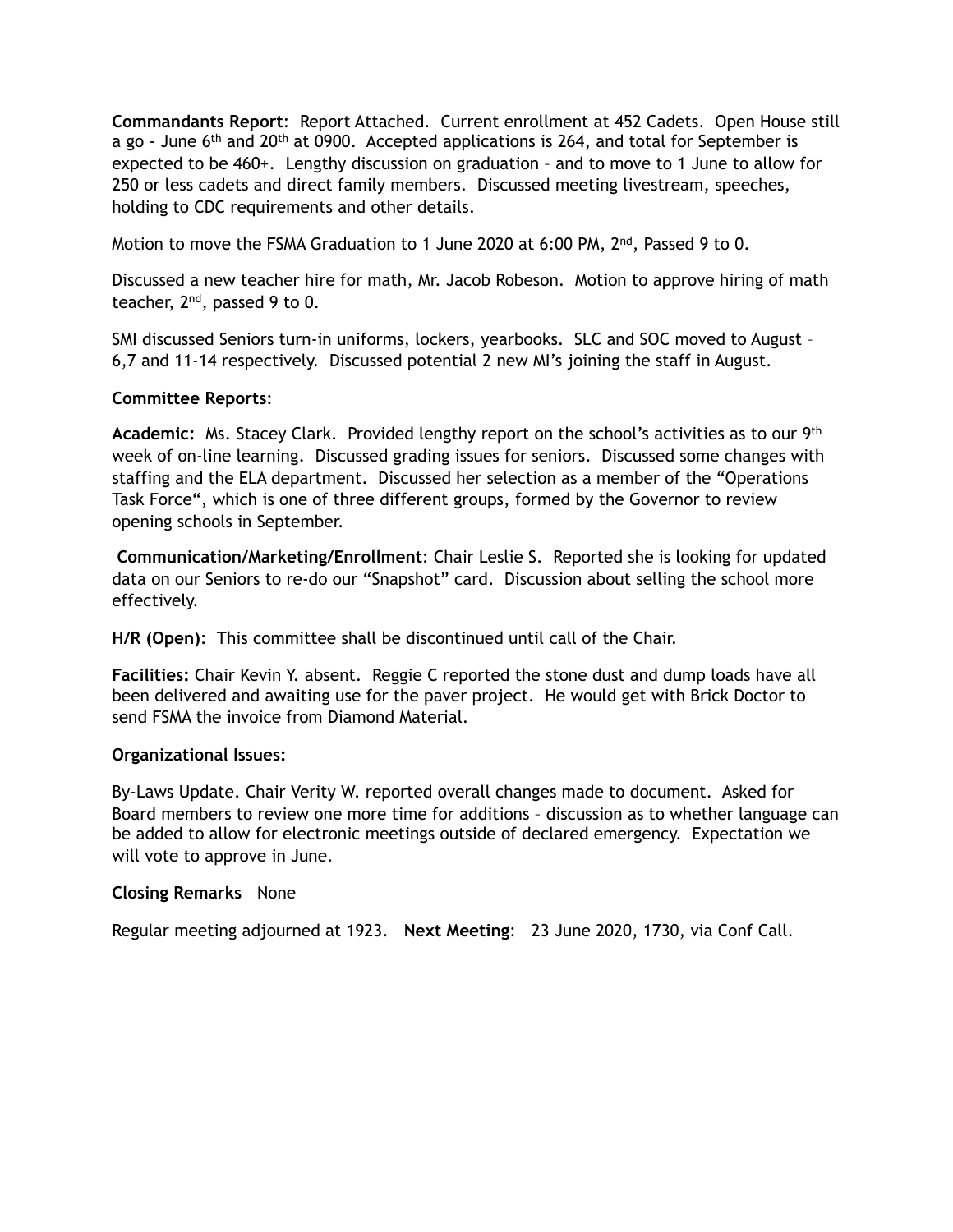**Commandants Report**: Report Attached. Current enrollment at 452 Cadets. Open House still a go - June 6th and 20th at 0900. Accepted applications is 264, and total for September is expected to be 460+. Lengthy discussion on graduation – and to move to 1 June to allow for 250 or less cadets and direct family members. Discussed meeting livestream, speeches, holding to CDC requirements and other details.

Motion to move the FSMA Graduation to 1 June 2020 at 6:00 PM, 2nd, Passed 9 to 0.

Discussed a new teacher hire for math, Mr. Jacob Robeson. Motion to approve hiring of math teacher, 2nd, passed 9 to 0.

SMI discussed Seniors turn-in uniforms, lockers, yearbooks. SLC and SOC moved to August – 6,7 and 11-14 respectively. Discussed potential 2 new MI's joining the staff in August.

**Committee Reports**:

**Academic:** Ms. Stacey Clark. Provided lengthy report on the school's activities as to our 9th week of on-line learning. Discussed grading issues for seniors. Discussed some changes with staffing and the ELA department. Discussed her selection as a member of the "Operations Task Force", which is one of three different groups, formed by the Governor to review opening schools in September.

**Communication/Marketing/Enrollment**: Chair Leslie S. Reported she is looking for updated data on our Seniors to re-do our "Snapshot" card. Discussion about selling the school more effectively.

**H/R (Open)**: This committee shall be discontinued until call of the Chair.

**Facilities:** Chair Kevin Y. absent. Reggie C reported the stone dust and dump loads have all been delivered and awaiting use for the paver project. He would get with Brick Doctor to send FSMA the invoice from Diamond Material.

**Organizational Issues:**

By-Laws Update. Chair Verity W. reported overall changes made to document. Asked for Board members to review one more time for additions – discussion as to whether language can be added to allow for electronic meetings outside of declared emergency. Expectation we will vote to approve in June.

**Closing Remarks** None

Regular meeting adjourned at 1923. **Next Meeting**: 23 June 2020, 1730, via Conf Call.